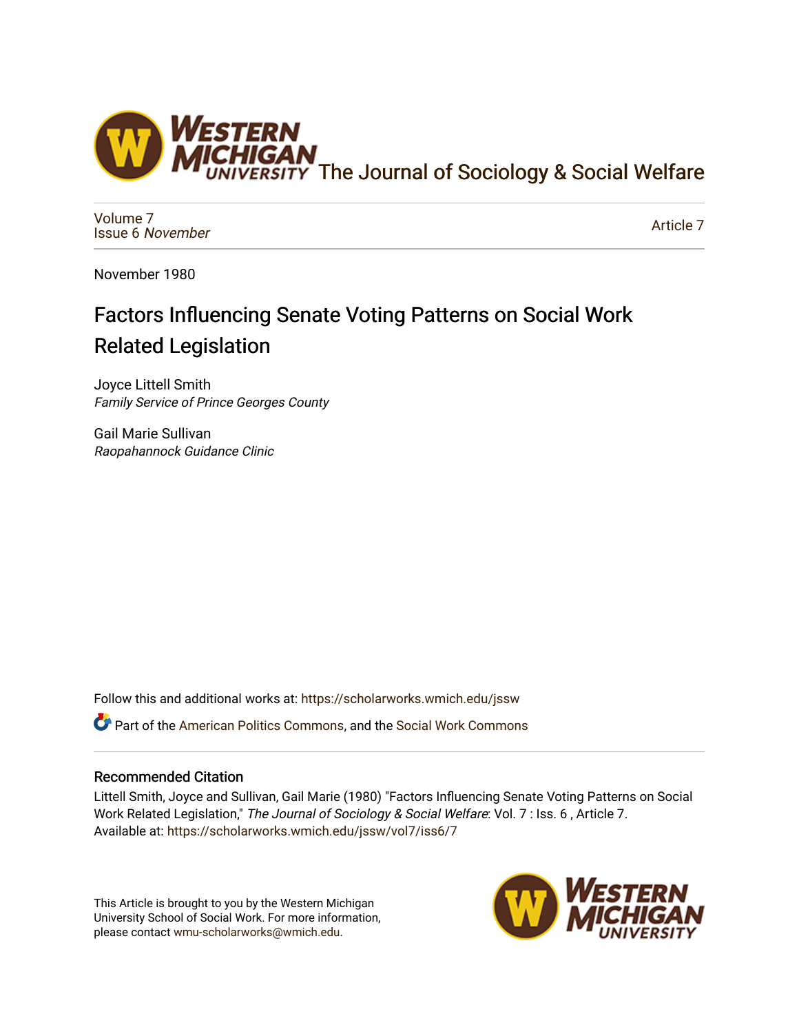The Journal of Sociology & Social Welfare

Volume 7
Issue 6 *November*

Article 7

November 1980

# Factors Influencing Senate Voting Patterns on Social Work Related Legislation

Joyce Littell Smith
*Family Service of Prince Georges County*

Gail Marie Sullivan
*Raopahannock Guidance Clinic*

Follow this and additional works at: https://scholarworks.wmich.edu/jssw

Part of the American Politics Commons, and the Social Work Commons

## Recommended Citation

Littell Smith, Joyce and Sullivan, Gail Marie (1980) "Factors Influencing Senate Voting Patterns on Social Work Related Legislation," *The Journal of Sociology & Social Welfare*: Vol. 7 : Iss. 6 , Article 7.
Available at: https://scholarworks.wmich.edu/jssw/vol7/iss6/7

This Article is brought to you by the Western Michigan University School of Social Work. For more information, please contact wmu-scholarworks@wmich.edu.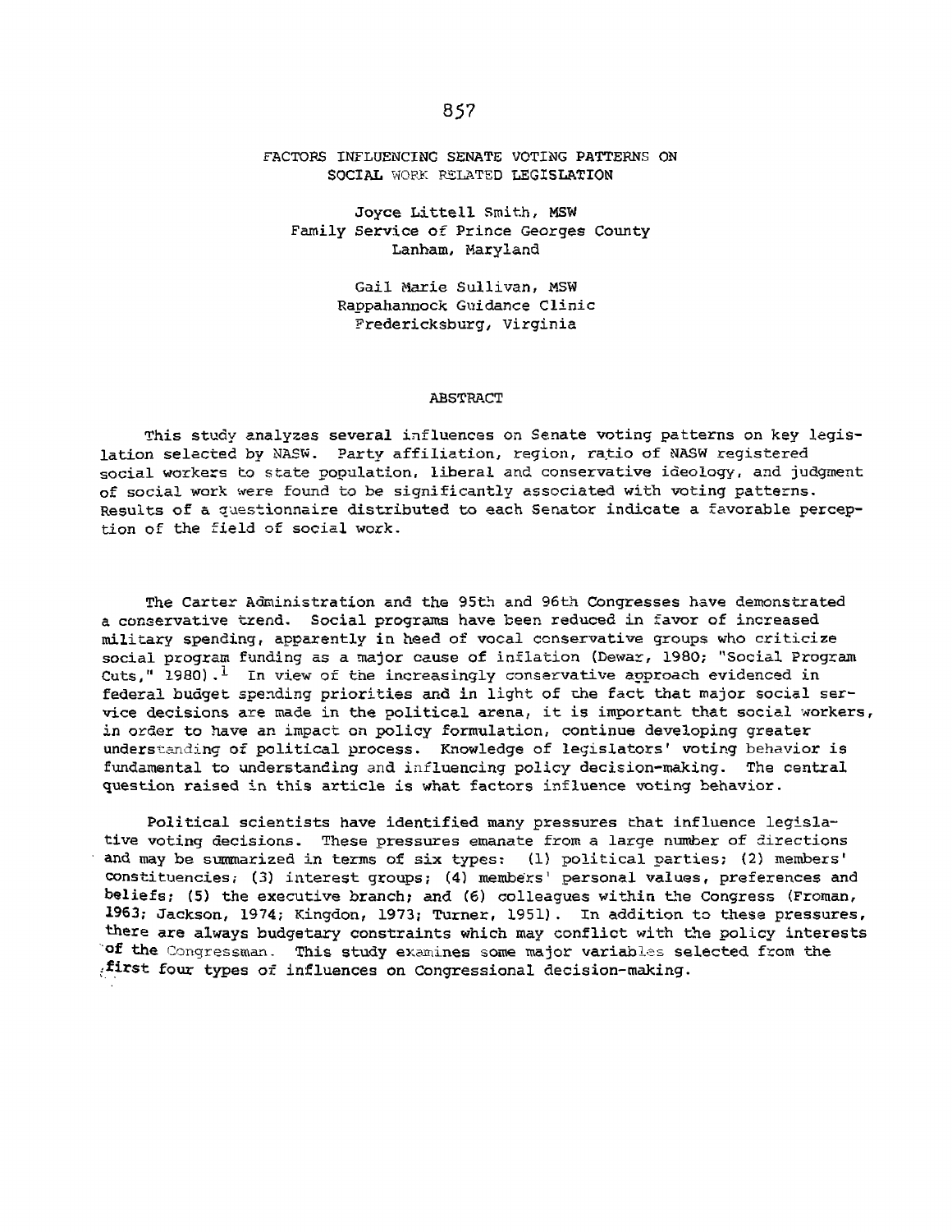# FACTORS INFLUENCING SENATE VOTING PATTERNS ON SOCIAL WORK RELATED LEGISLATION

Joyce Littell Smith, MSW
Family Service of Prince Georges County
Lanham, Maryland

Gail Marie Sullivan, MSW
Rappahannock Guidance Clinic
Fredericksburg, Virginia

## ABSTRACT

This study analyzes several influences on Senate voting patterns on key legislation selected by NASW. Party affiliation, region, ratio of NASW registered social workers to state population, liberal and conservative ideology, and judgment of social work were found to be significantly associated with voting patterns. Results of a questionnaire distributed to each Senator indicate a favorable perception of the field of social work.

The Carter Administration and the 95th and 96th Congresses have demonstrated a conservative trend. Social programs have been reduced in favor of increased military spending, apparently in heed of vocal conservative groups who criticize social program funding as a major cause of inflation (Dewar, 1980; "Social Program Cuts," 1980).[1] In view of the increasingly conservative approach evidenced in federal budget spending priorities and in light of the fact that major social service decisions are made in the political arena, it is important that social workers, in order to have an impact on policy formulation, continue developing greater understanding of political process. Knowledge of legislators' voting behavior is fundamental to understanding and influencing policy decision-making. The central question raised in this article is what factors influence voting behavior.

Political scientists have identified many pressures that influence legislative voting decisions. These pressures emanate from a large number of directions and may be summarized in terms of six types: (1) political parties; (2) members' constituencies; (3) interest groups; (4) members' personal values, preferences and beliefs; (5) the executive branch; and (6) colleagues within the Congress (Froman, 1963; Jackson, 1974; Kingdon, 1973; Turner, 1951). In addition to these pressures, there are always budgetary constraints which may conflict with the policy interests of the Congressman. This study examines some major variables selected from the first four types of influences on Congressional decision-making.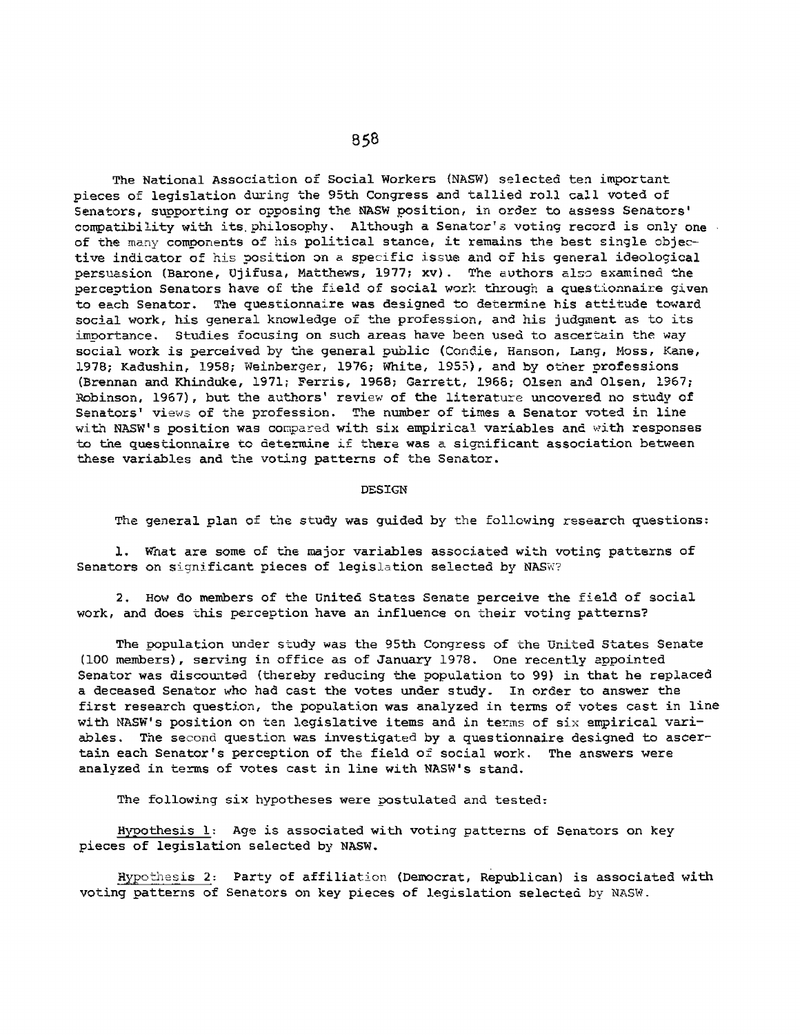The National Association of Social Workers (NASW) selected ten important pieces of legislation during the 95th Congress and tallied roll call voted of Senators, supporting or opposing the NASW position, in order to assess Senators' compatibility with its philosophy. Although a Senator's voting record is only one of the many components of his political stance, it remains the best single objective indicator of his position on a specific issue and of his general ideological persuasion (Barone, Ujifusa, Matthews, 1977; xv). The authors also examined the perception Senators have of the field of social work through a questionnaire given to each Senator. The questionnaire was designed to determine his attitude toward social work, his general knowledge of the profession, and his judgment as to its importance. Studies focusing on such areas have been used to ascertain the way social work is perceived by the general public (Condie, Hanson, Lang, Moss, Kane, 1978; Kadushin, 1958; Weinberger, 1976; White, 1955), and by other professions (Brennan and Khinduke, 1971; Ferris, 1968; Garrett, 1968; Olsen and Olsen, 1967; Robinson, 1967), but the authors' review of the literature uncovered no study of Senators' views of the profession. The number of times a Senator voted in line with NASW's position was compared with six empirical variables and with responses to the questionnaire to determine if there was a significant association between these variables and the voting patterns of the Senator.

## DESIGN

The general plan of the study was guided by the following research questions:

1. What are some of the major variables associated with voting patterns of Senators on significant pieces of legislation selected by NASW?

2. How do members of the United States Senate perceive the field of social work, and does this perception have an influence on their voting patterns?

The population under study was the 95th Congress of the United States Senate (100 members), serving in office as of January 1978. One recently appointed Senator was discounted (thereby reducing the population to 99) in that he replaced a deceased Senator who had cast the votes under study. In order to answer the first research question, the population was analyzed in terms of votes cast in line with NASW's position on ten legislative items and in terms of six empirical variables. The second question was investigated by a questionnaire designed to ascertain each Senator's perception of the field of social work. The answers were analyzed in terms of votes cast in line with NASW's stand.

The following six hypotheses were postulated and tested:

Hypothesis 1: Age is associated with voting patterns of Senators on key pieces of legislation selected by NASW.

Hypothesis 2: Party of affiliation (Democrat, Republican) is associated with voting patterns of Senators on key pieces of legislation selected by NASW.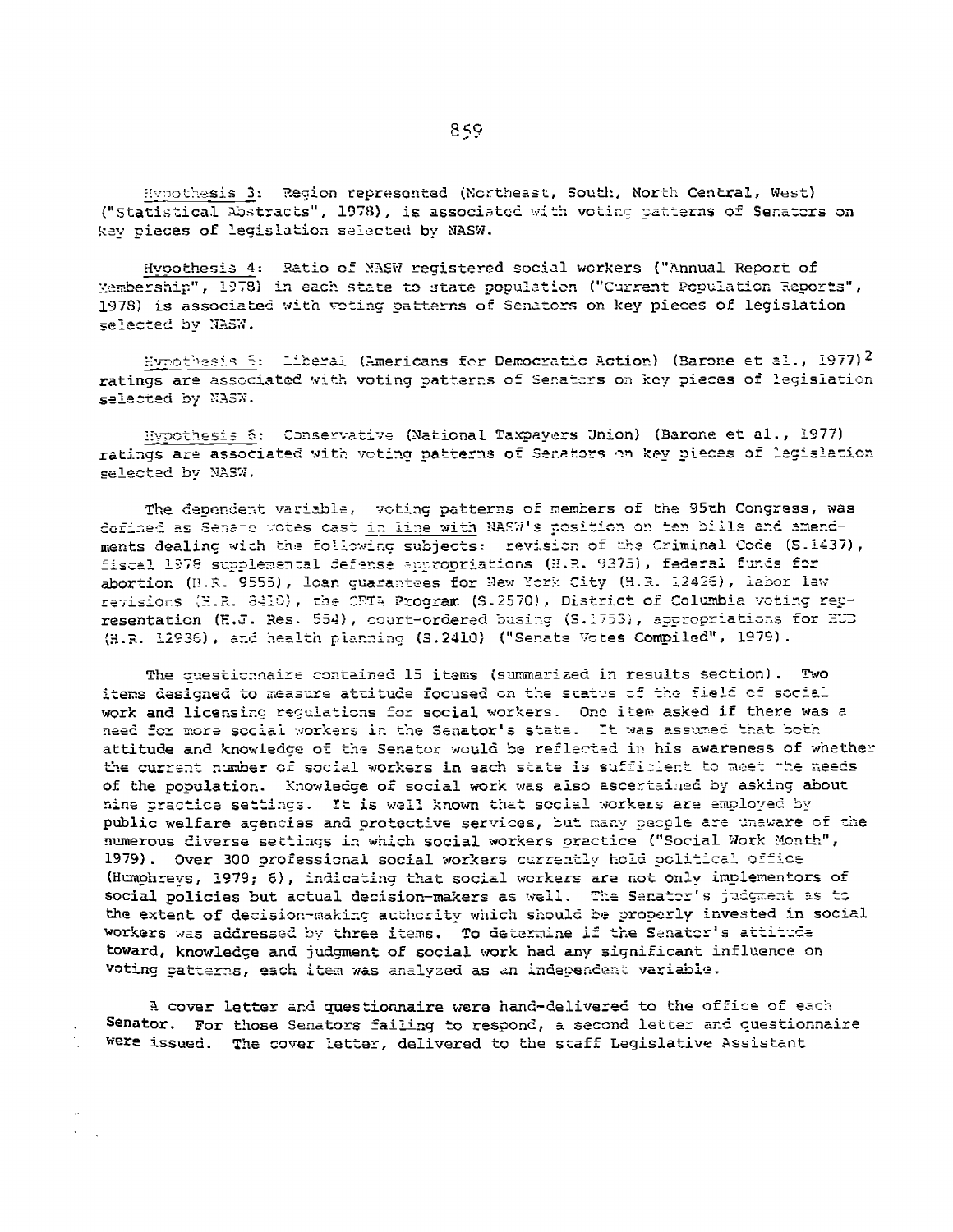*Hypothesis 3*: Region represented (Northeast, South, North Central, West) ("Statistical Abstracts", 1978), is associated with voting patterns of Senators on key pieces of legislation selected by NASW.

*Hypothesis 4*: Ratio of NASW registered social workers ("Annual Report of Membership", 1978) in each state to state population ("Current Population Reports", 1978) is associated with voting patterns of Senators on key pieces of legislation selected by NASW.

*Hypothesis 5*: Liberal (Americans for Democratic Action) (Barone et al., 1977)[2] ratings are associated with voting patterns of Senators on key pieces of legislation selected by NASW.

*Hypothesis 6*: Conservative (National Taxpayers Union) (Barone et al., 1977) ratings are associated with voting patterns of Senators on key pieces of legislation selected by NASW.

The dependent variable, voting patterns of members of the 95th Congress, was defined as Senate votes cast *in line with* NASW's position on ten bills and amendments dealing with the following subjects: revision of the Criminal Code (S.1437), fiscal 1978 supplemental defense appropriations (H.R. 9375), federal funds for abortion (H.R. 9555), loan guarantees for New York City (H.R. 12426), labor law revisions (H.R. 8410), the CETA Program (S.2570), District of Columbia voting representation (H.J. Res. 554), court-ordered busing (S.1753), appropriations for HUD (H.R. 12936), and health planning (S.2410) ("Senate Votes Compiled", 1979).

The questionnaire contained 15 items (summarized in results section). Two items designed to measure attitude focused on the status of the field of social work and licensing regulations for social workers. One item asked if there was a need for more social workers in the Senator's state. It was assumed that both attitude and knowledge of the Senator would be reflected in his awareness of whether the current number of social workers in each state is sufficient to meet the needs of the population. Knowledge of social work was also ascertained by asking about nine practice settings. It is well known that social workers are employed by public welfare agencies and protective services, but many people are unaware of the numerous diverse settings in which social workers practice ("Social Work Month", 1979). Over 300 professional social workers currently hold political office (Humphreys, 1979; 6), indicating that social workers are not only implementors of social policies but actual decision-makers as well. The Senator's judgment as to the extent of decision-making authority which should be properly invested in social workers was addressed by three items. To determine if the Senator's attitude toward, knowledge and judgment of social work had any significant influence on voting patterns, each item was analyzed as an independent variable.

A cover letter and questionnaire were hand-delivered to the office of each Senator. For those Senators failing to respond, a second letter and questionnaire were issued. The cover letter, delivered to the staff Legislative Assistant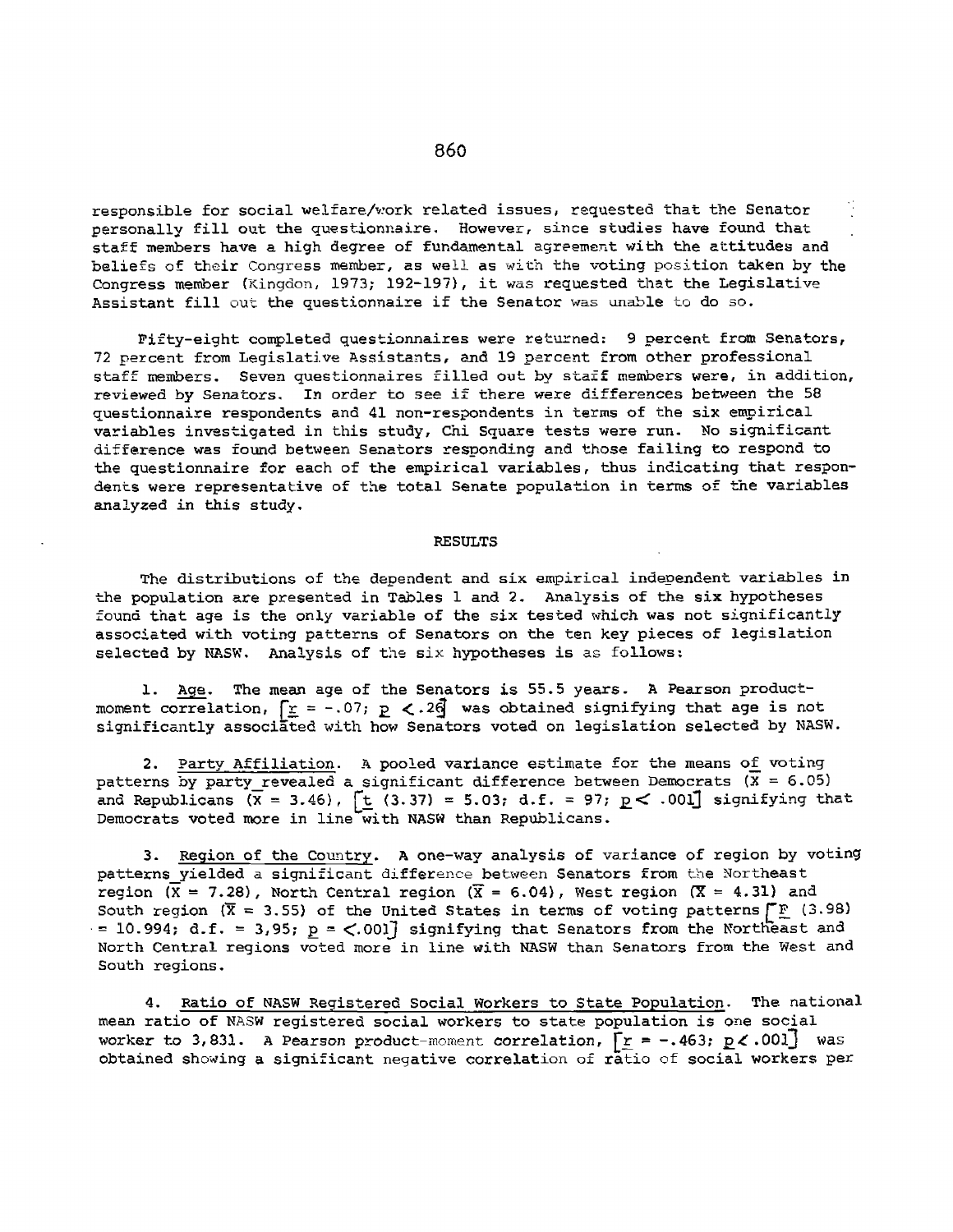responsible for social welfare/work related issues, requested that the Senator personally fill out the questionnaire. However, since studies have found that staff members have a high degree of fundamental agreement with the attitudes and beliefs of their Congress member, as well as with the voting position taken by the Congress member (Kingdon, 1973; 192-197), it was requested that the Legislative Assistant fill out the questionnaire if the Senator was unable to do so.

Fifty-eight completed questionnaires were returned: 9 percent from Senators, 72 percent from Legislative Assistants, and 19 percent from other professional staff members. Seven questionnaires filled out by staff members were, in addition, reviewed by Senators. In order to see if there were differences between the 58 questionnaire respondents and 41 non-respondents in terms of the six empirical variables investigated in this study, Chi Square tests were run. No significant difference was found between Senators responding and those failing to respond to the questionnaire for each of the empirical variables, thus indicating that respondents were representative of the total Senate population in terms of the variables analyzed in this study.

## RESULTS

The distributions of the dependent and six empirical independent variables in the population are presented in Tables 1 and 2. Analysis of the six hypotheses found that age is the only variable of the six tested which was not significantly associated with voting patterns of Senators on the ten key pieces of legislation selected by NASW. Analysis of the six hypotheses is as follows:

1. Age. The mean age of the Senators is 55.5 years. A Pearson product-moment correlation, [$r = -.07$; $p < .26$] was obtained signifying that age is not significantly associated with how Senators voted on legislation selected by NASW.

2. Party Affiliation. A pooled variance estimate for the means of voting patterns by party revealed a significant difference between Democrats ($\bar{X} = 6.05$) and Republicans ($\bar{X} = 3.46$), [$t$ (3.37) = 5.03; d.f. = 97; $p < .001$] signifying that Democrats voted more in line with NASW than Republicans.

3. Region of the Country. A one-way analysis of variance of region by voting patterns yielded a significant difference between Senators from the Northeast region ($\bar{X} = 7.28$), North Central region ($\bar{X} = 6.04$), West region ($\bar{X} = 4.31$) and South region ($\bar{X} = 3.55$) of the United States in terms of voting patterns [$F$ (3.98) = 10.994; d.f. = 3,95; $p = < .001$] signifying that Senators from the Northeast and North Central regions voted more in line with NASW than Senators from the West and South regions.

4. Ratio of NASW Registered Social Workers to State Population. The national mean ratio of NASW registered social workers to state population is one social worker to 3,831. A Pearson product-moment correlation, [$r = -.463$; $p < .001$] was obtained showing a significant negative correlation of ratio of social workers per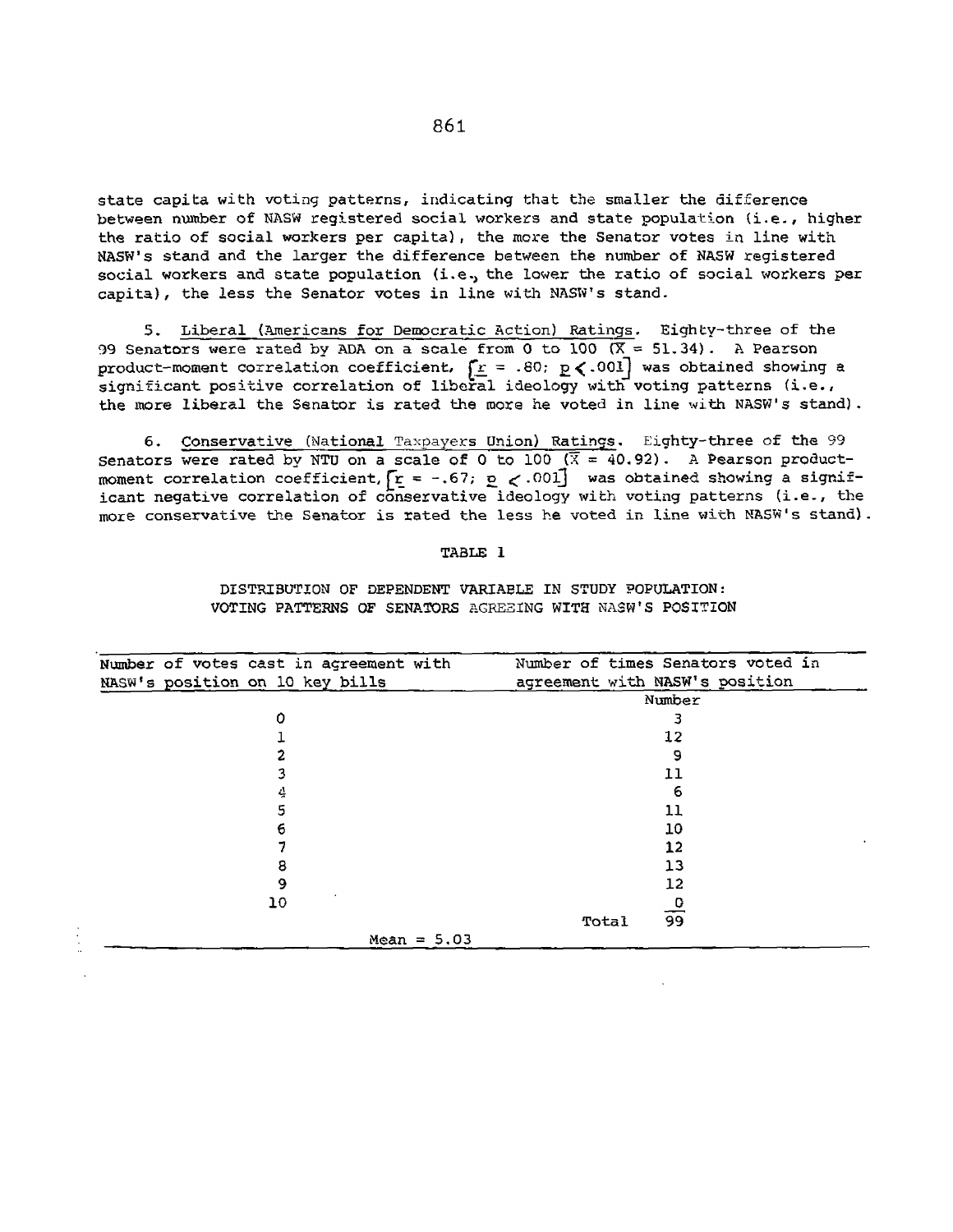state capita with voting patterns, indicating that the smaller the difference between number of NASW registered social workers and state population (i.e., higher the ratio of social workers per capita), the more the Senator votes in line with NASW's stand and the larger the difference between the number of NASW registered social workers and state population (i.e., the lower the ratio of social workers per capita), the less the Senator votes in line with NASW's stand.

5. Liberal (Americans for Democratic Action) Ratings. Eighty-three of the 99 Senators were rated by ADA on a scale from 0 to 100 ($\bar{X} = 51.34$). A Pearson product-moment correlation coefficient, [$r = .80$; $p < .001$] was obtained showing a significant positive correlation of liberal ideology with voting patterns (i.e., the more liberal the Senator is rated the more he voted in line with NASW's stand).

6. Conservative (National Taxpayers Union) Ratings. Eighty-three of the 99 Senators were rated by NTU on a scale of 0 to 100 ($\bar{X} = 40.92$). A Pearson product-moment correlation coefficient, [$r = -.67$; $p < .001$] was obtained showing a significant negative correlation of conservative ideology with voting patterns (i.e., the more conservative the Senator is rated the less he voted in line with NASW's stand).

TABLE 1

DISTRIBUTION OF DEPENDENT VARIABLE IN STUDY POPULATION: VOTING PATTERNS OF SENATORS AGREEING WITH NASW'S POSITION

| Number of votes cast in agreement with NASW's position on 10 key bills | Number of times Senators voted in agreement with NASW's position |
|---|---|
| | Number |
| 0 | 3 |
| 1 | 12 |
| 2 | 9 |
| 3 | 11 |
| 4 | 6 |
| 5 | 11 |
| 6 | 10 |
| 7 | 12 |
| 8 | 13 |
| 9 | 12 |
| 10 | 0 |
| | Total 99 |
| Mean = 5.03 | |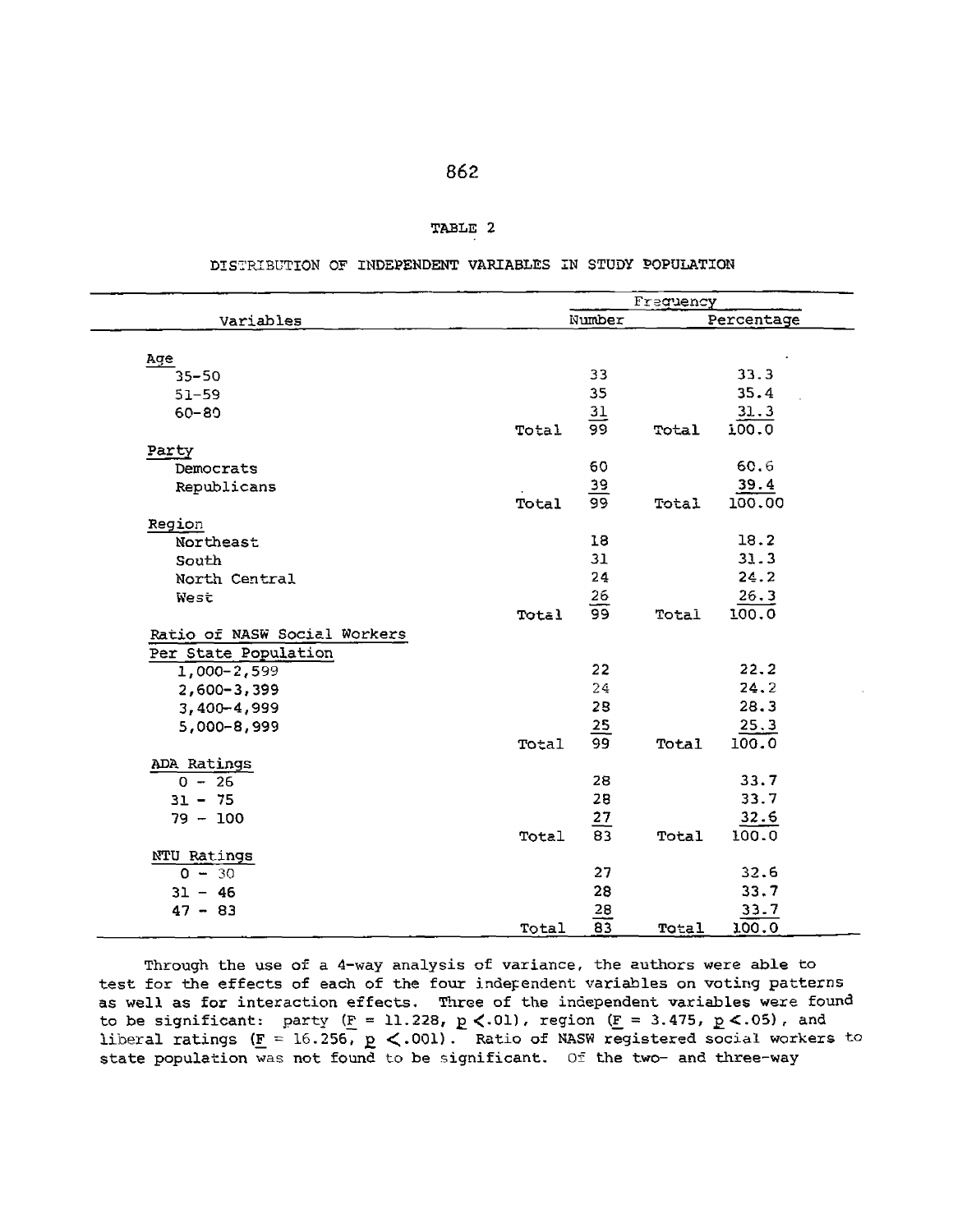TABLE 2

DISTRIBUTION OF INDEPENDENT VARIABLES IN STUDY POPULATION

| Variables | | Frequency Number | | Percentage |
|---|---|---|---|---|
| **Age** | | | | |
| 35-50 | | 33 | | 33.3 |
| 51-59 | | 35 | | 35.4 |
| 60-80 | | 31 | | 31.3 |
| | Total | 99 | Total | 100.0 |
| **Party** | | | | |
| Democrats | | 60 | | 60.6 |
| Republicans | | 39 | | 39.4 |
| | Total | 99 | Total | 100.00 |
| **Region** | | | | |
| Northeast | | 18 | | 18.2 |
| South | | 31 | | 31.3 |
| North Central | | 24 | | 24.2 |
| West | | 26 | | 26.3 |
| | Total | 99 | Total | 100.0 |
| **Ratio of NASW Social Workers Per State Population** | | | | |
| 1,000-2,599 | | 22 | | 22.2 |
| 2,600-3,399 | | 24 | | 24.2 |
| 3,400-4,999 | | 28 | | 28.3 |
| 5,000-8,999 | | 25 | | 25.3 |
| | Total | 99 | Total | 100.0 |
| **ADA Ratings** | | | | |
| 0 - 26 | | 28 | | 33.7 |
| 31 - 75 | | 28 | | 33.7 |
| 79 - 100 | | 27 | | 32.6 |
| | Total | 83 | Total | 100.0 |
| **NTU Ratings** | | | | |
| 0 - 30 | | 27 | | 32.6 |
| 31 - 46 | | 28 | | 33.7 |
| 47 - 83 | | 28 | | 33.7 |
| | Total | 83 | Total | 100.0 |

Through the use of a 4-way analysis of variance, the authors were able to test for the effects of each of the four independent variables on voting patterns as well as for interaction effects. Three of the independent variables were found to be significant: party ($F = 11.228$, $p < .01$), region ($F = 3.475$, $p < .05$), and liberal ratings ($F = 16.256$, $p < .001$). Ratio of NASW registered social workers to state population was not found to be significant. Of the two- and three-way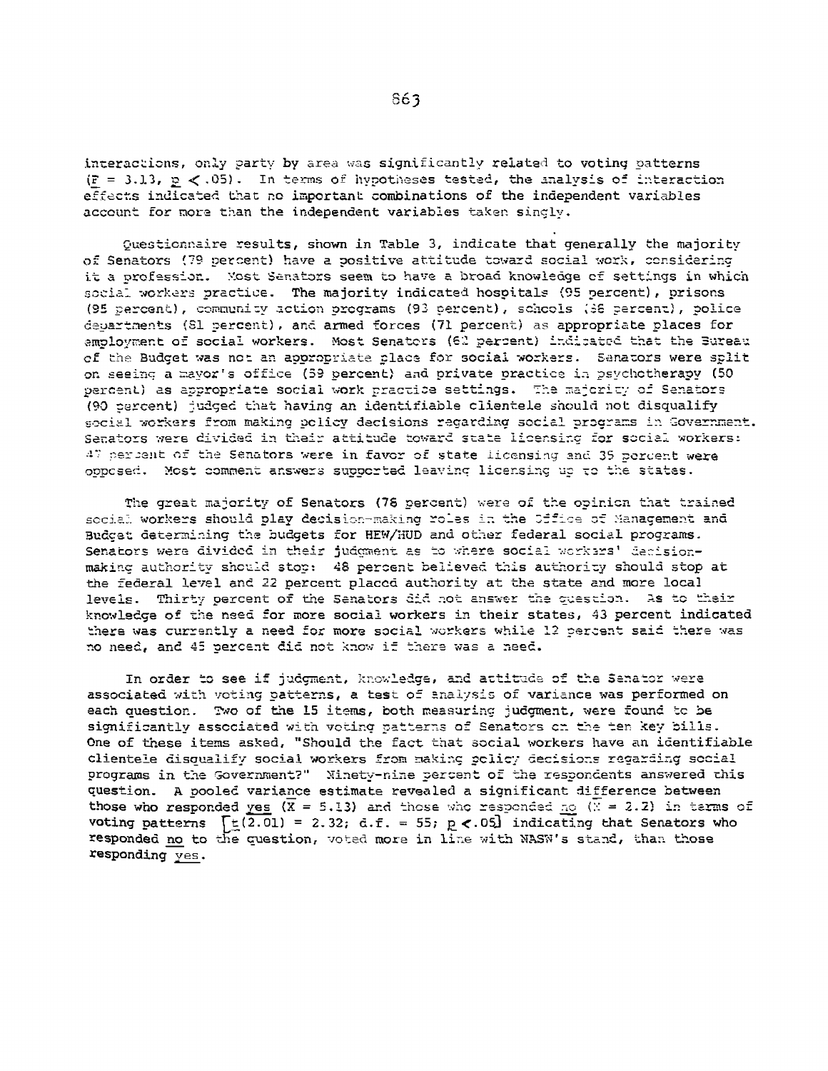interactions, only party by area was significantly related to voting patterns ($F = 3.13$, $p < .05$). In terms of hypotheses tested, the analysis of interaction effects indicated that no important combinations of the independent variables account for more than the independent variables taken singly.

Questionnaire results, shown in Table 3, indicate that generally the majority of Senators (79 percent) have a positive attitude toward social work, considering it a profession. Most Senators seem to have a broad knowledge of settings in which social workers practice. The majority indicated hospitals (95 percent), prisons (95 percent), community action programs (93 percent), schools (86 percent), police departments (81 percent), and armed forces (71 percent) as appropriate places for employment of social workers. Most Senators (62 percent) indicated that the Bureau of the Budget was not an appropriate place for social workers. Senators were split on seeing a mayor's office (59 percent) and private practice in psychotherapy (50 percent) as appropriate social work practice settings. The majority of Senators (90 percent) judged that having an identifiable clientele should not disqualify social workers from making policy decisions regarding social programs in Government. Senators were divided in their attitude toward state licensing for social workers: 47 percent of the Senators were in favor of state licensing and 35 percent were opposed. Most comment answers supported leaving licensing up to the states.

The great majority of Senators (76 percent) were of the opinion that trained social workers should play decision-making roles in the Office of Management and Budget determining the budgets for HEW/HUD and other federal social programs. Senators were divided in their judgment as to where social workers' decision-making authority should stop: 48 percent believed this authority should stop at the federal level and 22 percent placed authority at the state and more local levels. Thirty percent of the Senators did not answer the question. As to their knowledge of the need for more social workers in their states, 43 percent indicated there was currently a need for more social workers while 12 percent said there was no need, and 45 percent did not know if there was a need.

In order to see if judgment, knowledge, and attitude of the Senator were associated with voting patterns, a test of analysis of variance was performed on each question. Two of the 15 items, both measuring judgment, were found to be significantly associated with voting patterns of Senators on the ten key bills. One of these items asked, "Should the fact that social workers have an identifiable clientele disqualify social workers from making policy decisions regarding social programs in the Government?" Ninety-nine percent of the respondents answered this question. A pooled variance estimate revealed a significant difference between those who responded yes ($\bar{X} = 5.13$) and those who responded no ($\bar{X} = 2.2$) in terms of voting patterns [$t(2.01) = 2.32$; d.f. = 55; $p < .05$] indicating that Senators who responded no to the question, voted more in line with NASW's stand, than those responding yes.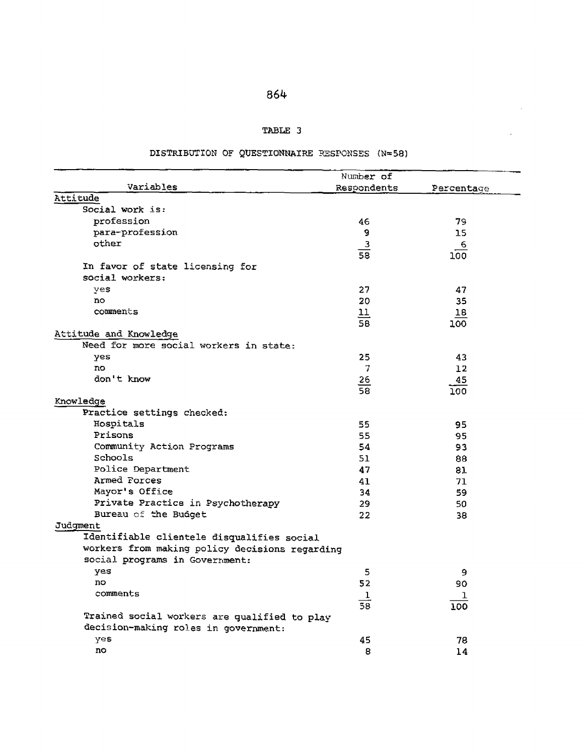TABLE 3

DISTRIBUTION OF QUESTIONNAIRE RESPONSES (N=58)

| Variables | Number of Respondents | Percentage |
|---|---|---|
| **Attitude** | | |
| Social work is: | | |
| profession | 46 | 79 |
| para-profession | 9 | 15 |
| other | 3 | 6 |
| | 58 | 100 |
| In favor of state licensing for social workers: | | |
| yes | 27 | 47 |
| no | 20 | 35 |
| comments | 11 | 18 |
| | 58 | 100 |
| **Attitude and Knowledge** | | |
| Need for more social workers in state: | | |
| yes | 25 | 43 |
| no | 7 | 12 |
| don't know | 26 | 45 |
| | 58 | 100 |
| **Knowledge** | | |
| Practice settings checked: | | |
| Hospitals | 55 | 95 |
| Prisons | 55 | 95 |
| Community Action Programs | 54 | 93 |
| Schools | 51 | 88 |
| Police Department | 47 | 81 |
| Armed Forces | 41 | 71 |
| Mayor's Office | 34 | 59 |
| Private Practice in Psychotherapy | 29 | 50 |
| Bureau of the Budget | 22 | 38 |
| **Judgment** | | |
| Identifiable clientele disqualifies social workers from making policy decisions regarding social programs in Government: | | |
| yes | 5 | 9 |
| no | 52 | 90 |
| comments | 1 | 1 |
| | 58 | 100 |
| Trained social workers are qualified to play decision-making roles in government: | | |
| yes | 45 | 78 |
| no | 8 | 14 |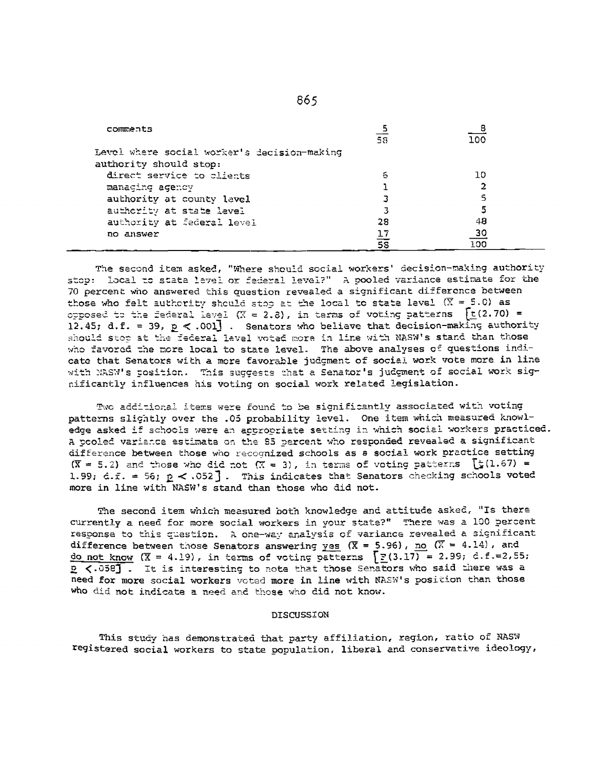| | | |
|---|---|---|
| comments | 5 | 8 |
| | 58 | 100 |
| Level where social worker's decision-making authority should stop: | | |
| direct service to clients | 6 | 10 |
| managing agency | 1 | 2 |
| authority at county level | 3 | 5 |
| authority at state level | 3 | 5 |
| authority at federal level | 28 | 48 |
| no answer | 17 | 30 |
| | 58 | 100 |

The second item asked, "Where should social workers' decision-making authority stop: Local to state level or federal level?" A pooled variance estimate for the 70 percent who answered this question revealed a significant difference between those who felt authority should stop at the local to state level ($\bar{X} = 5.0$) as opposed to the federal level ($\bar{X} = 2.8$), in terms of voting patterns [$t(2.70) = 12.45$; d.f. = 39, $p < .001$]. Senators who believe that decision-making authority should stop at the federal level voted more in line with NASW's stand than those who favored the more local to state level. The above analyses of questions indicate that Senators with a more favorable judgment of social work vote more in line with NASW's position. This suggests that a Senator's judgment of social work significantly influences his voting on social work related legislation.

Two additional items were found to be significantly associated with voting patterns slightly over the .05 probability level. One item which measured knowledge asked if schools were an appropriate setting in which social workers practiced. A pooled variance estimate on the 85 percent who responded revealed a significant difference between those who recognized schools as a social work practice setting ($\bar{X} = 5.2$) and those who did not ($\bar{X} = 3$), in terms of voting patterns [$t(1.67) = 1.99$; d.f. = 56; $p < .052$]. This indicates that Senators checking schools voted more in line with NASW's stand than those who did not.

The second item which measured both knowledge and attitude asked, "Is there currently a need for more social workers in your state?" There was a 100 percent response to this question. A one-way analysis of variance revealed a significant difference between those Senators answering yes ($\bar{X} = 5.96$), no ($\bar{X} = 4.14$), and do not know ($\bar{X} = 4.19$), in terms of voting patterns [$F(3.17) = 2.99$; d.f.=2,55; $p < .058$]. It is interesting to note that those Senators who said there was a need for more social workers voted more in line with NASW's position than those who did not indicate a need and those who did not know.

## DISCUSSION

This study has demonstrated that party affiliation, region, ratio of NASW registered social workers to state population, liberal and conservative ideology,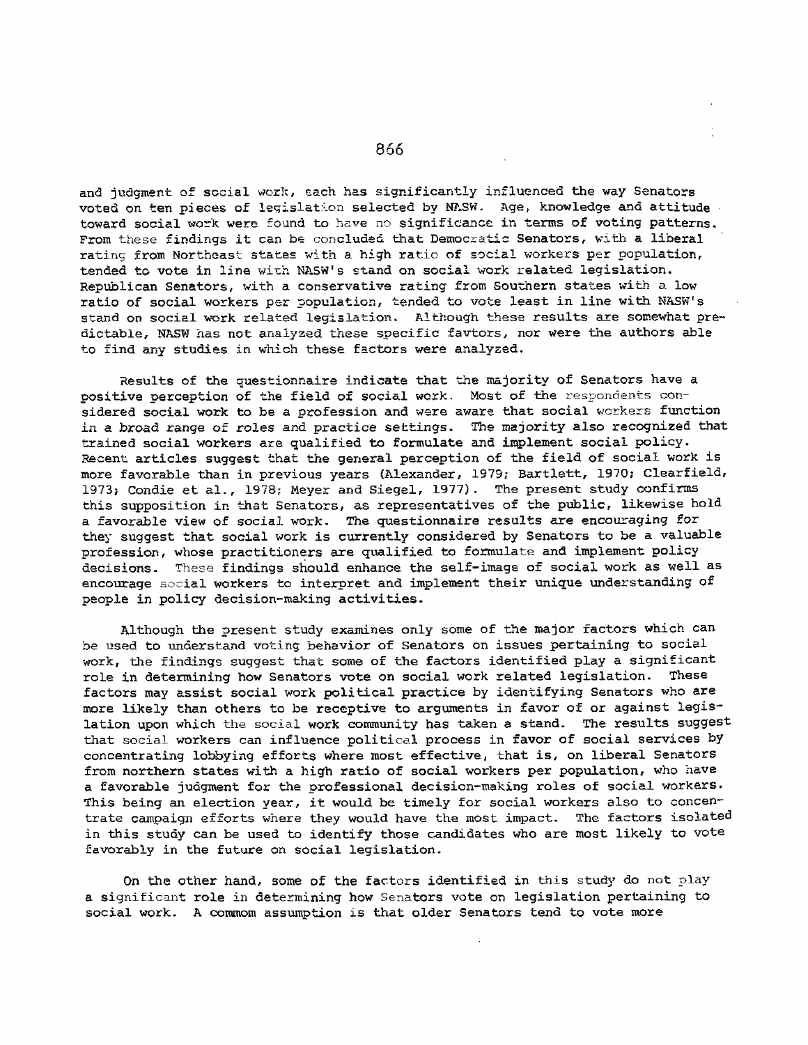and judgment of social work, each has significantly influenced the way Senators voted on ten pieces of legislation selected by NASW. Age, knowledge and attitude toward social work were found to have no significance in terms of voting patterns. From these findings it can be concluded that Democratic Senators, with a liberal rating from Northeast states with a high ratio of social workers per population, tended to vote in line with NASW's stand on social work related legislation. Republican Senators, with a conservative rating from Southern states with a low ratio of social workers per population, tended to vote least in line with NASW's stand on social work related legislation. Although these results are somewhat predictable, NASW has not analyzed these specific favtors, nor were the authors able to find any studies in which these factors were analyzed.

Results of the questionnaire indicate that the majority of Senators have a positive perception of the field of social work. Most of the respondents considered social work to be a profession and were aware that social workers function in a broad range of roles and practice settings. The majority also recognized that trained social workers are qualified to formulate and implement social policy. Recent articles suggest that the general perception of the field of social work is more favorable than in previous years (Alexander, 1979; Bartlett, 1970; Clearfield, 1973; Condie et al., 1978; Meyer and Siegel, 1977). The present study confirms this supposition in that Senators, as representatives of the public, likewise hold a favorable view of social work. The questionnaire results are encouraging for they suggest that social work is currently considered by Senators to be a valuable profession, whose practitioners are qualified to formulate and implement policy decisions. These findings should enhance the self-image of social work as well as encourage social workers to interpret and implement their unique understanding of people in policy decision-making activities.

Although the present study examines only some of the major factors which can be used to understand voting behavior of Senators on issues pertaining to social work, the findings suggest that some of the factors identified play a significant role in determining how Senators vote on social work related legislation. These factors may assist social work political practice by identifying Senators who are more likely than others to be receptive to arguments in favor of or against legislation upon which the social work community has taken a stand. The results suggest that social workers can influence political process in favor of social services by concentrating lobbying efforts where most effective, that is, on liberal Senators from northern states with a high ratio of social workers per population, who have a favorable judgment for the professional decision-making roles of social workers. This being an election year, it would be timely for social workers also to concentrate campaign efforts where they would have the most impact. The factors isolated in this study can be used to identify those candidates who are most likely to vote favorably in the future on social legislation.

On the other hand, some of the factors identified in this study do not play a significant role in determining how Senators vote on legislation pertaining to social work. A commom assumption is that older Senators tend to vote more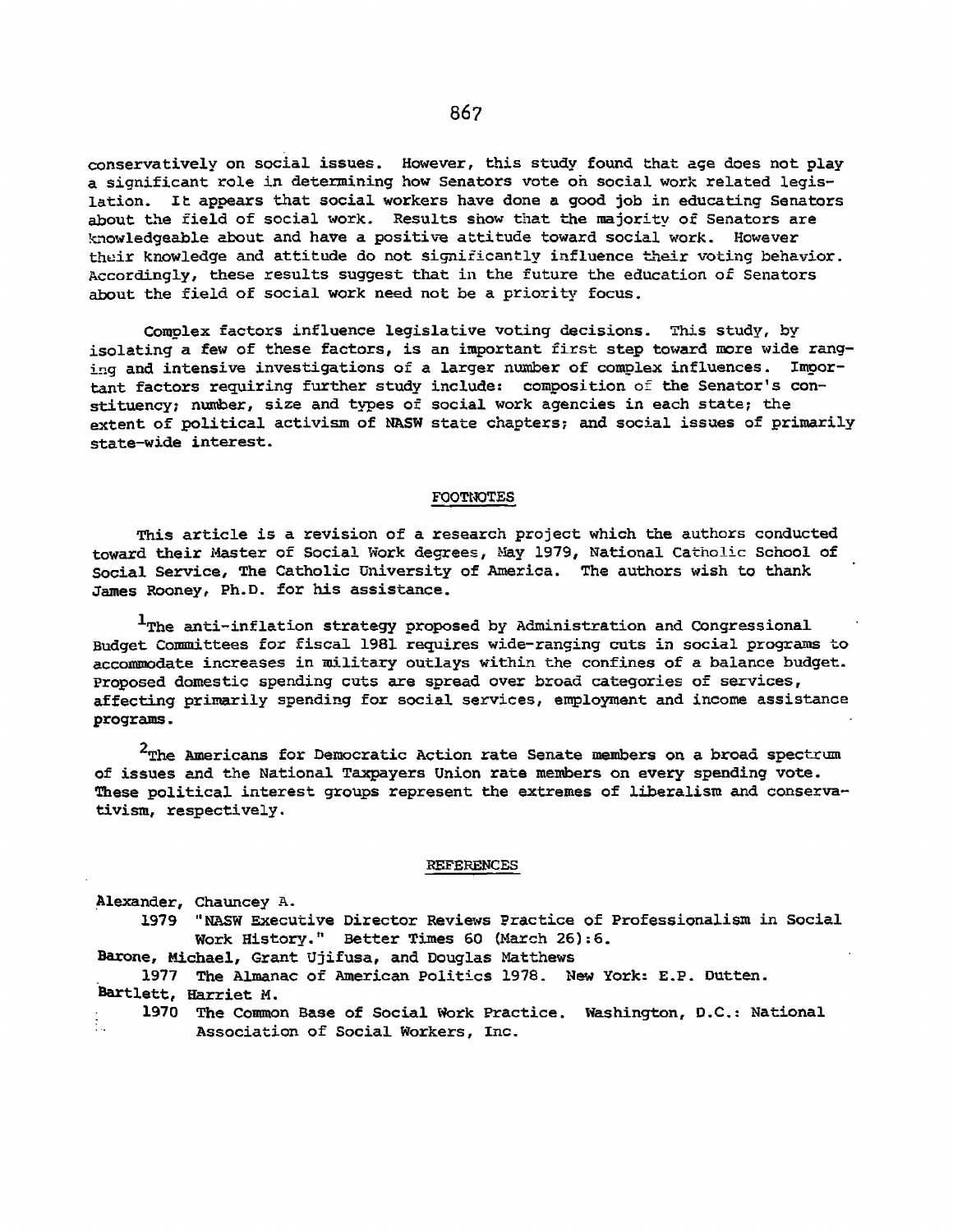conservatively on social issues. However, this study found that age does not play a significant role in determining how Senators vote on social work related legislation. It appears that social workers have done a good job in educating Senators about the field of social work. Results show that the majority of Senators are knowledgeable about and have a positive attitude toward social work. However their knowledge and attitude do not significantly influence their voting behavior. Accordingly, these results suggest that in the future the education of Senators about the field of social work need not be a priority focus.

Complex factors influence legislative voting decisions. This study, by isolating a few of these factors, is an important first step toward more wide ranging and intensive investigations of a larger number of complex influences. Important factors requiring further study include: composition of the Senator's constituency; number, size and types of social work agencies in each state; the extent of political activism of NASW state chapters; and social issues of primarily state-wide interest.

## FOOTNOTES

This article is a revision of a research project which the authors conducted toward their Master of Social Work degrees, May 1979, National Catholic School of Social Service, The Catholic University of America. The authors wish to thank James Rooney, Ph.D. for his assistance.

[1]The anti-inflation strategy proposed by Administration and Congressional Budget Committees for fiscal 1981 requires wide-ranging cuts in social programs to accommodate increases in military outlays within the confines of a balance budget. Proposed domestic spending cuts are spread over broad categories of services, affecting primarily spending for social services, employment and income assistance programs.

[2]The Americans for Democratic Action rate Senate members on a broad spectrum of issues and the National Taxpayers Union rate members on every spending vote. These political interest groups represent the extremes of liberalism and conservativism, respectively.

## REFERENCES

Alexander, Chauncey A.
1979 "NASW Executive Director Reviews Practice of Professionalism in Social Work History." Better Times 60 (March 26):6.

Barone, Michael, Grant Ujifusa, and Douglas Matthews
1977 The Almanac of American Politics 1978. New York: E.P. Dutten.

Bartlett, Harriet M.
1970 The Common Base of Social Work Practice. Washington, D.C.: National Association of Social Workers, Inc.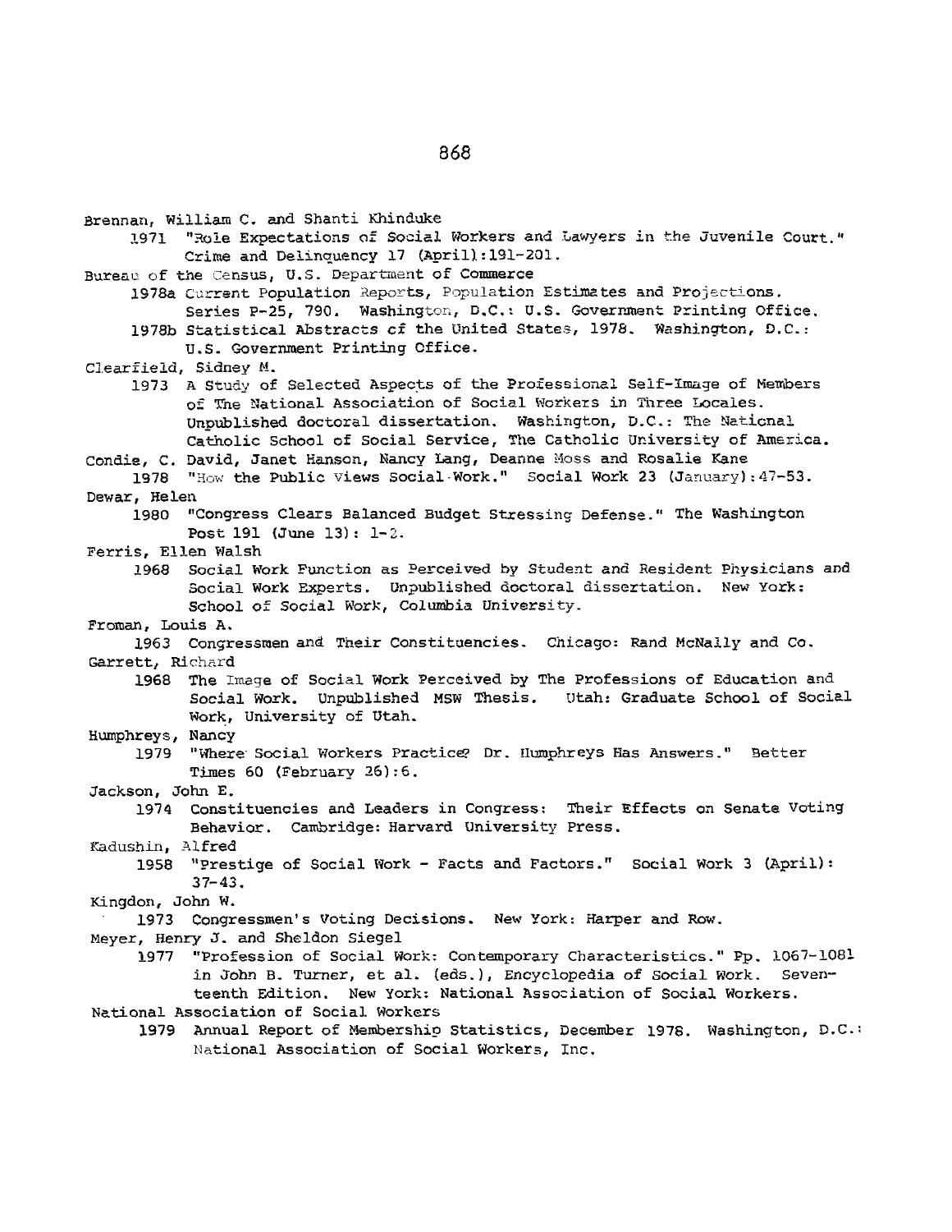Brennan, William C. and Shanti Khinduke

1971 "Role Expectations of Social Workers and Lawyers in the Juvenile Court." Crime and Delinquency 17 (April):191-201.

Bureau of the Census, U.S. Department of Commerce

1978a Current Population Reports, Population Estimates and Projections. Series P-25, 790. Washington, D.C.: U.S. Government Printing Office.

1978b Statistical Abstracts of the United States, 1978. Washington, D.C.: U.S. Government Printing Office.

Clearfield, Sidney M.

1973 A Study of Selected Aspects of the Professional Self-Image of Members of The National Association of Social Workers in Three Locales. Unpublished doctoral dissertation. Washington, D.C.: The National Catholic School of Social Service, The Catholic University of America.

Condie, C. David, Janet Hanson, Nancy Lang, Deanne Moss and Rosalie Kane

1978 "How the Public Views Social Work." Social Work 23 (January):47-53.

Dewar, Helen

1980 "Congress Clears Balanced Budget Stressing Defense." The Washington Post 191 (June 13): 1-2.

Ferris, Ellen Walsh

1968 Social Work Function as Perceived by Student and Resident Physicians and Social Work Experts. Unpublished doctoral dissertation. New York: School of Social Work, Columbia University.

Froman, Louis A.

1963 Congressmen and Their Constituencies. Chicago: Rand McNally and Co.

Garrett, Richard

1968 The Image of Social Work Perceived by The Professions of Education and Social Work. Unpublished MSW Thesis. Utah: Graduate School of Social Work, University of Utah.

Humphreys, Nancy

1979 "Where Social Workers Practice? Dr. Humphreys Has Answers." Better Times 60 (February 26):6.

Jackson, John E.

1974 Constituencies and Leaders in Congress: Their Effects on Senate Voting Behavior. Cambridge: Harvard University Press.

Kadushin, Alfred

1958 "Prestige of Social Work - Facts and Factors." Social Work 3 (April): 37-43.

Kingdon, John W.

1973 Congressmen's Voting Decisions. New York: Harper and Row.

Meyer, Henry J. and Sheldon Siegel

1977 "Profession of Social Work: Contemporary Characteristics." Pp. 1067-1081 in John B. Turner, et al. (eds.), Encyclopedia of Social Work. Seventeenth Edition. New York: National Association of Social Workers.

National Association of Social Workers

1979 Annual Report of Membership Statistics, December 1978. Washington, D.C.: National Association of Social Workers, Inc.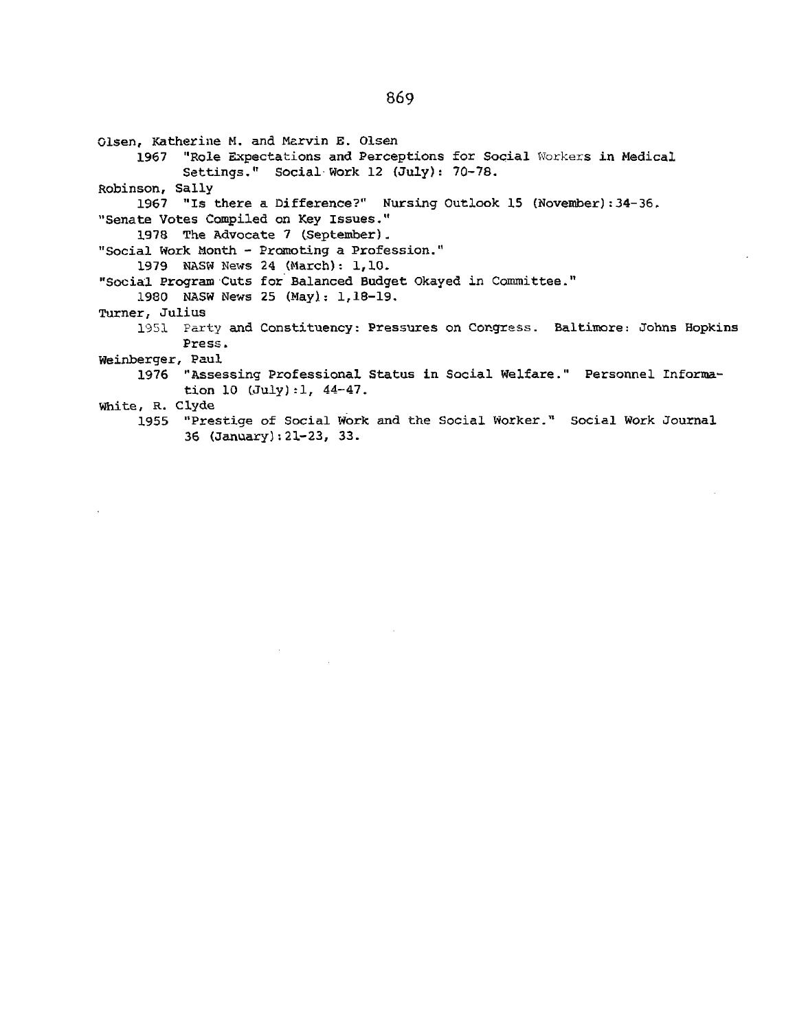Olsen, Katherine M. and Marvin E. Olsen

1967 "Role Expectations and Perceptions for Social Workers in Medical Settings." Social Work 12 (July): 70-78.

Robinson, Sally

1967 "Is there a Difference?" Nursing Outlook 15 (November):34-36.

"Senate Votes Compiled on Key Issues."

1978 The Advocate 7 (September).

"Social Work Month - Promoting a Profession."

1979 NASW News 24 (March): 1,10.

"Social Program Cuts for Balanced Budget Okayed in Committee."

1980 NASW News 25 (May): 1,18-19.

Turner, Julius

1951 Party and Constituency: Pressures on Congress. Baltimore: Johns Hopkins Press.

Weinberger, Paul

1976 "Assessing Professional Status in Social Welfare." Personnel Information 10 (July):1, 44-47.

White, R. Clyde

1955 "Prestige of Social Work and the Social Worker." Social Work Journal 36 (January):21-23, 33.